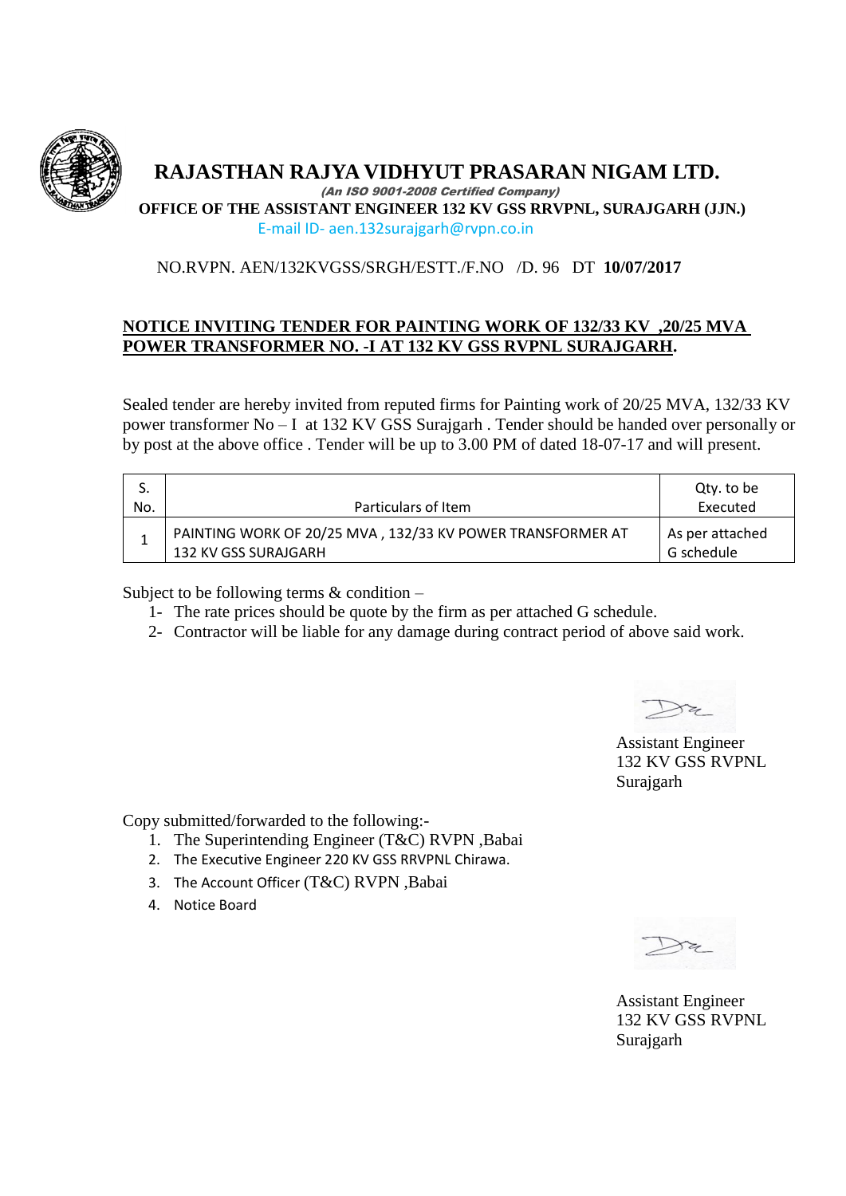# RAJASTHAN RAJYA VIDHYUT PRASARAN NIGAM LTD.

***(An ISO 9001-2008 Certified Company)***

**OFFICE OF THE ASSISTANT ENGINEER 132 KV GSS RRVPNL, SURAJGARH (JJN.)**

E-mail ID- aen.132surajgarh@rvpn.co.in

NO.RVPN. AEN/132KVGSS/SRGH/ESTT./F.NO /D. 96 DT **10/07/2017**

**NOTICE INVITING TENDER FOR PAINTING WORK OF 132/33 KV ,20/25 MVA POWER TRANSFORMER NO. -I AT 132 KV GSS RVPNL SURAJGARH.**

Sealed tender are hereby invited from reputed firms for Painting work of 20/25 MVA, 132/33 KV power transformer No – I at 132 KV GSS Surajgarh . Tender should be handed over personally or by post at the above office . Tender will be up to 3.00 PM of dated 18-07-17 and will present.

| S. No. | Particulars of Item | Qty. to be Executed |
|---|---|---|
| 1 | PAINTING WORK OF 20/25 MVA , 132/33 KV POWER TRANSFORMER AT 132 KV GSS SURAJGARH | As per attached G schedule |

Subject to be following terms & condition –

1- The rate prices should be quote by the firm as per attached G schedule.
2- Contractor will be liable for any damage during contract period of above said work.

Assistant Engineer
132 KV GSS RVPNL
Surajgarh

Copy submitted/forwarded to the following:-

1. The Superintending Engineer (T&C) RVPN ,Babai
2. The Executive Engineer 220 KV GSS RRVPNL Chirawa.
3. The Account Officer (T&C) RVPN ,Babai
4. Notice Board

Assistant Engineer
132 KV GSS RVPNL
Surajgarh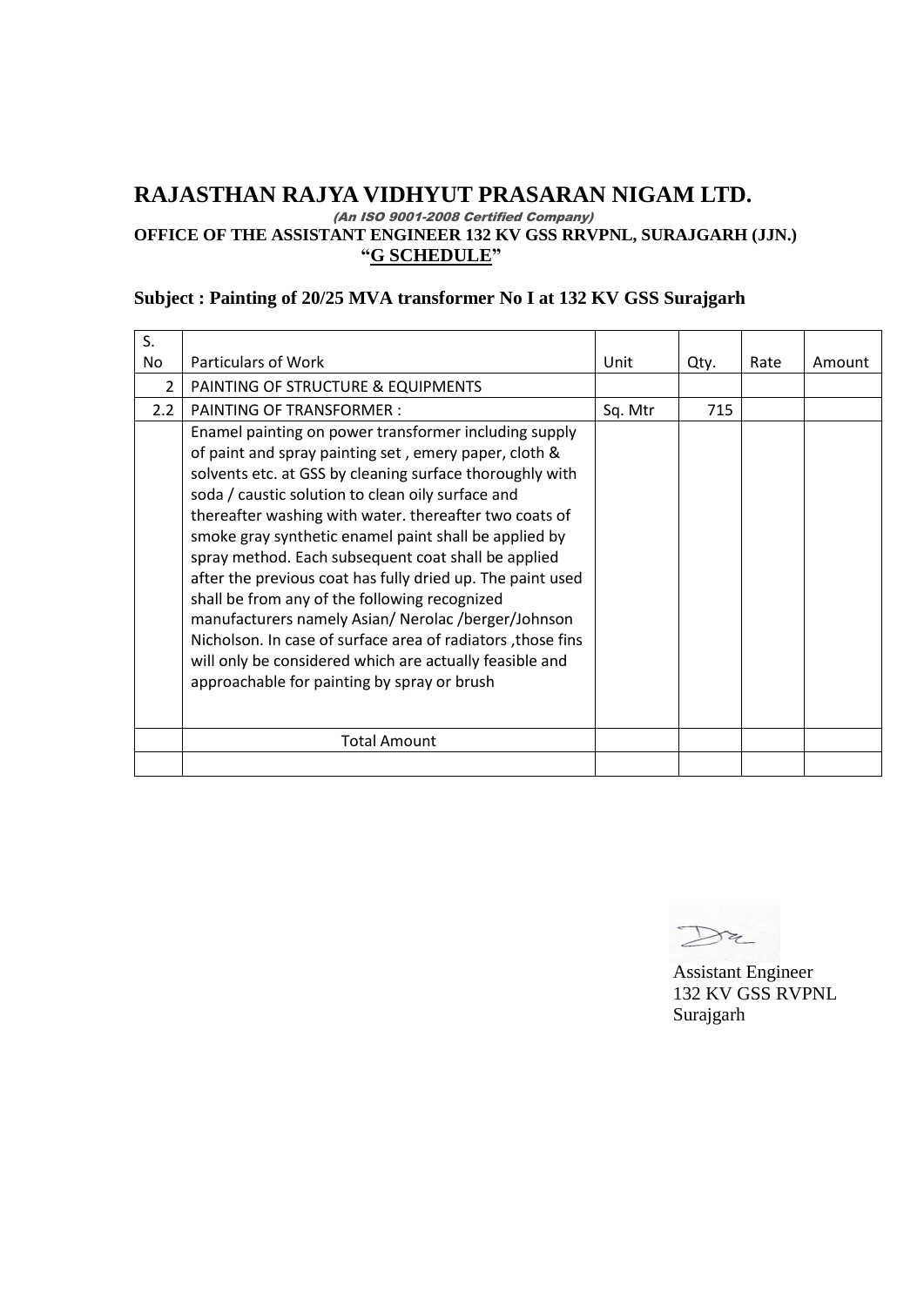# RAJASTHAN RAJYA VIDHYUT PRASARAN NIGAM LTD.

*(An ISO 9001-2008 Certified Company)*

**OFFICE OF THE ASSISTANT ENGINEER 132 KV GSS RRVPNL, SURAJGARH (JJN.)**

**"G SCHEDULE"**

**Subject : Painting of 20/25 MVA transformer No I at 132 KV GSS Surajgarh**

| S. No | Particulars of Work | Unit | Qty. | Rate | Amount |
|---|---|---|---|---|---|
| 2 | PAINTING OF STRUCTURE & EQUIPMENTS | | | | |
| 2.2 | PAINTING OF TRANSFORMER : | Sq. Mtr | 715 | | |
| | Enamel painting on power transformer including supply of paint and spray painting set , emery paper, cloth & solvents etc. at GSS by cleaning surface thoroughly with soda / caustic solution to clean oily surface and thereafter washing with water. thereafter two coats of smoke gray synthetic enamel paint shall be applied by spray method. Each subsequent coat shall be applied after the previous coat has fully dried up. The paint used shall be from any of the following recognized manufacturers namely Asian/ Nerolac /berger/Johnson Nicholson. In case of surface area of radiators ,those fins will only be considered which are actually feasible and approachable for painting by spray or brush | | | | |
| | Total Amount | | | | |
| | | | | | |

Assistant Engineer
132 KV GSS RVPNL
Surajgarh